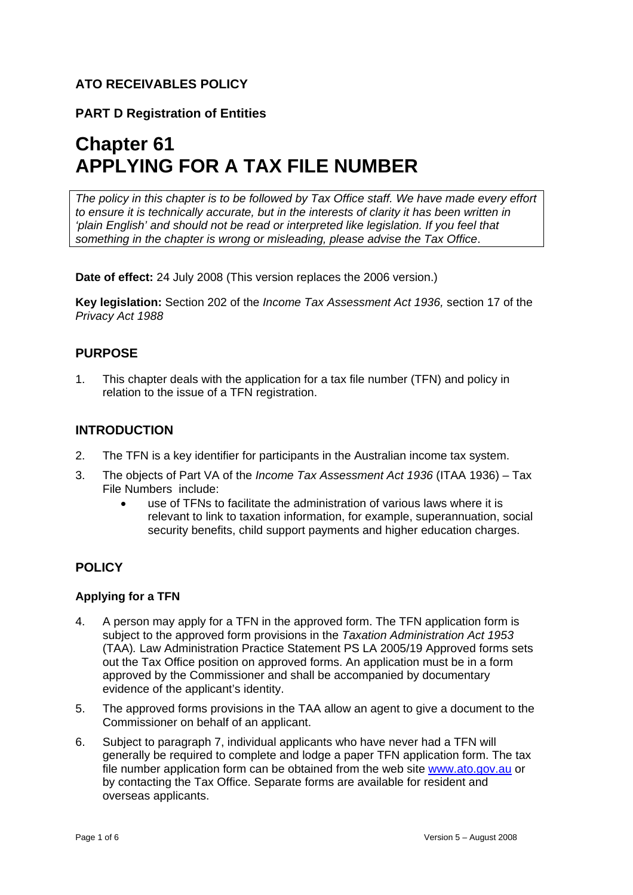**ATO RECEIVABLES POLICY**

**PART D Registration of Entities**

# Chapter 61
# APPLYING FOR A TAX FILE NUMBER

*The policy in this chapter is to be followed by Tax Office staff. We have made every effort to ensure it is technically accurate, but in the interests of clarity it has been written in 'plain English' and should not be read or interpreted like legislation. If you feel that something in the chapter is wrong or misleading, please advise the Tax Office*.

**Date of effect:** 24 July 2008 (This version replaces the 2006 version.)

**Key legislation:** Section 202 of the *Income Tax Assessment Act 1936,* section 17 of the *Privacy Act 1988*

## PURPOSE

1. This chapter deals with the application for a tax file number (TFN) and policy in relation to the issue of a TFN registration.

## INTRODUCTION

2. The TFN is a key identifier for participants in the Australian income tax system.
3. The objects of Part VA of the *Income Tax Assessment Act 1936* (ITAA 1936) – Tax File Numbers include:
   - use of TFNs to facilitate the administration of various laws where it is relevant to link to taxation information, for example, superannuation, social security benefits, child support payments and higher education charges.

## POLICY

### Applying for a TFN

4. A person may apply for a TFN in the approved form. The TFN application form is subject to the approved form provisions in the *Taxation Administration Act 1953* (TAA)*.* Law Administration Practice Statement PS LA 2005/19 Approved forms sets out the Tax Office position on approved forms. An application must be in a form approved by the Commissioner and shall be accompanied by documentary evidence of the applicant's identity.
5. The approved forms provisions in the TAA allow an agent to give a document to the Commissioner on behalf of an applicant.
6. Subject to paragraph 7, individual applicants who have never had a TFN will generally be required to complete and lodge a paper TFN application form. The tax file number application form can be obtained from the web site www.ato.gov.au or by contacting the Tax Office. Separate forms are available for resident and overseas applicants.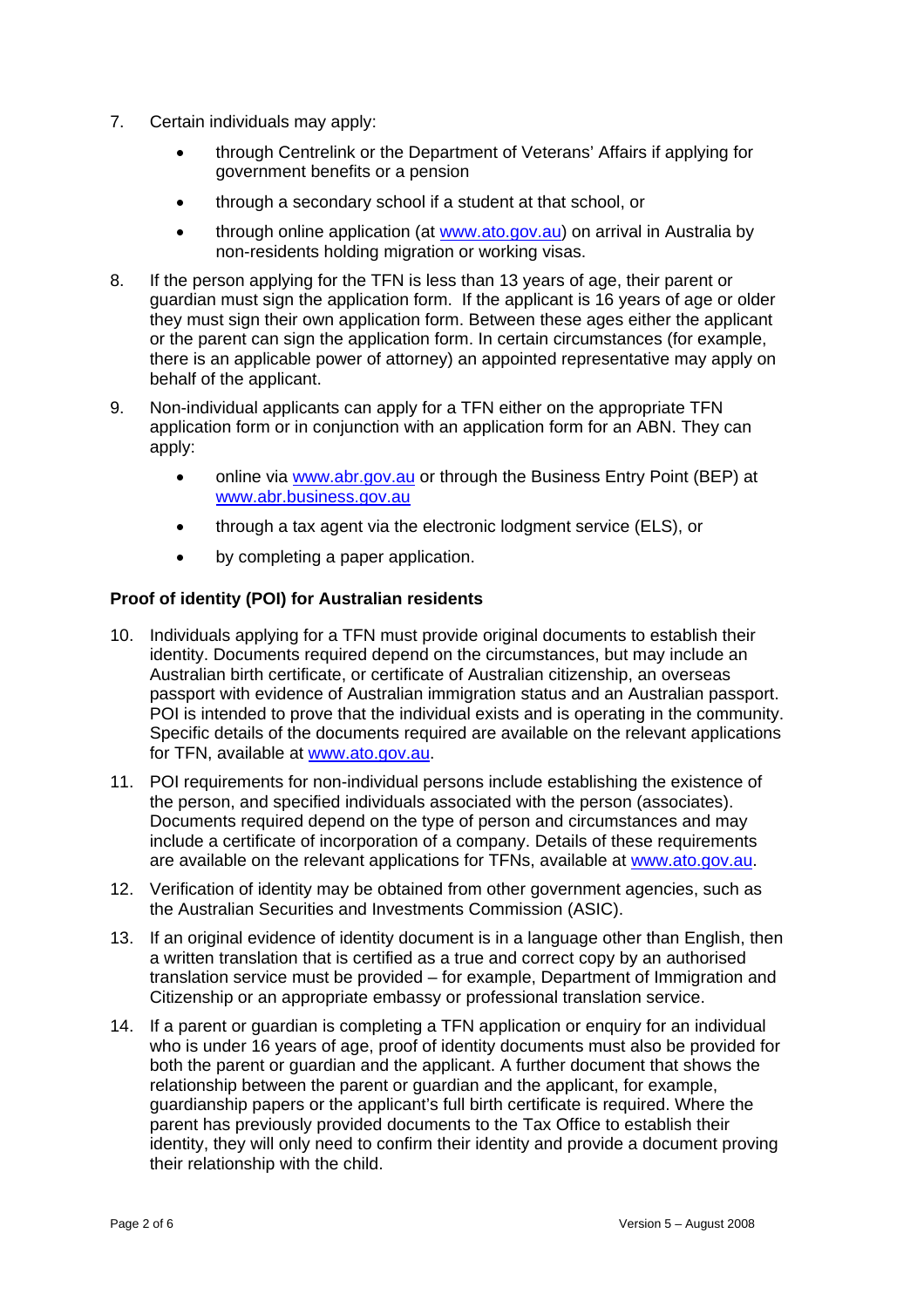7. Certain individuals may apply:

   - through Centrelink or the Department of Veterans' Affairs if applying for government benefits or a pension
   - through a secondary school if a student at that school, or
   - through online application (at www.ato.gov.au) on arrival in Australia by non-residents holding migration or working visas.

8. If the person applying for the TFN is less than 13 years of age, their parent or guardian must sign the application form. If the applicant is 16 years of age or older they must sign their own application form. Between these ages either the applicant or the parent can sign the application form. In certain circumstances (for example, there is an applicable power of attorney) an appointed representative may apply on behalf of the applicant.

9. Non-individual applicants can apply for a TFN either on the appropriate TFN application form or in conjunction with an application form for an ABN. They can apply:

   - online via www.abr.gov.au or through the Business Entry Point (BEP) at www.abr.business.gov.au
   - through a tax agent via the electronic lodgment service (ELS), or
   - by completing a paper application.

### Proof of identity (POI) for Australian residents

10. Individuals applying for a TFN must provide original documents to establish their identity. Documents required depend on the circumstances, but may include an Australian birth certificate, or certificate of Australian citizenship, an overseas passport with evidence of Australian immigration status and an Australian passport. POI is intended to prove that the individual exists and is operating in the community. Specific details of the documents required are available on the relevant applications for TFN, available at www.ato.gov.au.

11. POI requirements for non-individual persons include establishing the existence of the person, and specified individuals associated with the person (associates). Documents required depend on the type of person and circumstances and may include a certificate of incorporation of a company. Details of these requirements are available on the relevant applications for TFNs, available at www.ato.gov.au.

12. Verification of identity may be obtained from other government agencies, such as the Australian Securities and Investments Commission (ASIC).

13. If an original evidence of identity document is in a language other than English, then a written translation that is certified as a true and correct copy by an authorised translation service must be provided – for example, Department of Immigration and Citizenship or an appropriate embassy or professional translation service.

14. If a parent or guardian is completing a TFN application or enquiry for an individual who is under 16 years of age, proof of identity documents must also be provided for both the parent or guardian and the applicant. A further document that shows the relationship between the parent or guardian and the applicant, for example, guardianship papers or the applicant's full birth certificate is required. Where the parent has previously provided documents to the Tax Office to establish their identity, they will only need to confirm their identity and provide a document proving their relationship with the child.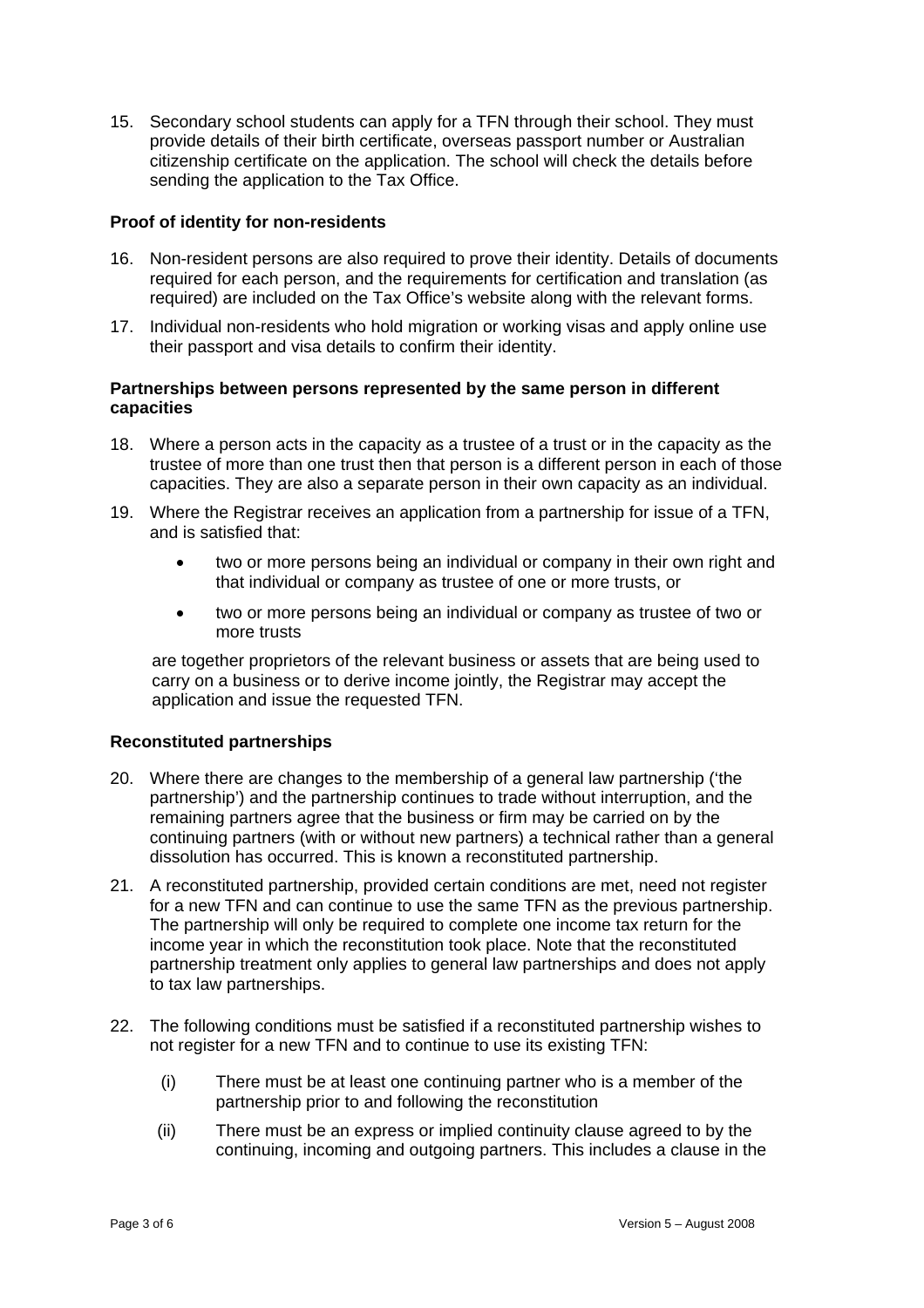15. Secondary school students can apply for a TFN through their school. They must provide details of their birth certificate, overseas passport number or Australian citizenship certificate on the application. The school will check the details before sending the application to the Tax Office.

**Proof of identity for non-residents**

16. Non-resident persons are also required to prove their identity. Details of documents required for each person, and the requirements for certification and translation (as required) are included on the Tax Office's website along with the relevant forms.

17. Individual non-residents who hold migration or working visas and apply online use their passport and visa details to confirm their identity.

**Partnerships between persons represented by the same person in different capacities**

18. Where a person acts in the capacity as a trustee of a trust or in the capacity as the trustee of more than one trust then that person is a different person in each of those capacities. They are also a separate person in their own capacity as an individual.

19. Where the Registrar receives an application from a partnership for issue of a TFN, and is satisfied that:

    - two or more persons being an individual or company in their own right and that individual or company as trustee of one or more trusts, or
    - two or more persons being an individual or company as trustee of two or more trusts

    are together proprietors of the relevant business or assets that are being used to carry on a business or to derive income jointly, the Registrar may accept the application and issue the requested TFN.

**Reconstituted partnerships**

20. Where there are changes to the membership of a general law partnership ('the partnership') and the partnership continues to trade without interruption, and the remaining partners agree that the business or firm may be carried on by the continuing partners (with or without new partners) a technical rather than a general dissolution has occurred. This is known a reconstituted partnership.

21. A reconstituted partnership, provided certain conditions are met, need not register for a new TFN and can continue to use the same TFN as the previous partnership. The partnership will only be required to complete one income tax return for the income year in which the reconstitution took place. Note that the reconstituted partnership treatment only applies to general law partnerships and does not apply to tax law partnerships.

22. The following conditions must be satisfied if a reconstituted partnership wishes to not register for a new TFN and to continue to use its existing TFN:

    (i) There must be at least one continuing partner who is a member of the partnership prior to and following the reconstitution

    (ii) There must be an express or implied continuity clause agreed to by the continuing, incoming and outgoing partners. This includes a clause in the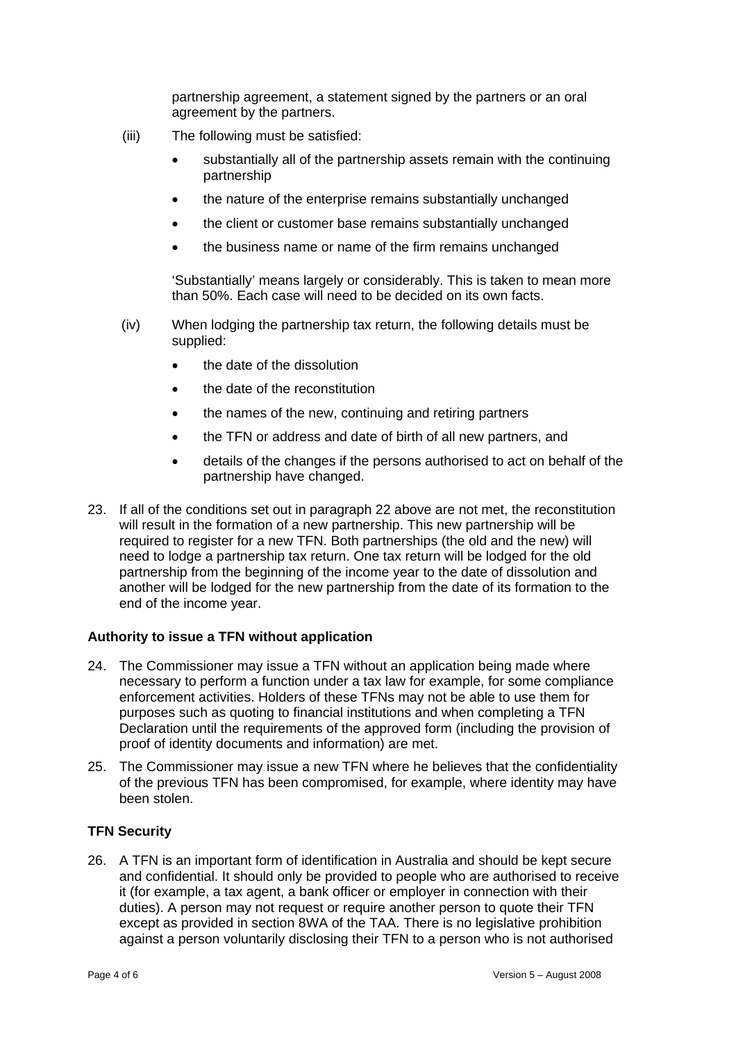partnership agreement, a statement signed by the partners or an oral agreement by the partners.

(iii) The following must be satisfied:

- substantially all of the partnership assets remain with the continuing partnership
- the nature of the enterprise remains substantially unchanged
- the client or customer base remains substantially unchanged
- the business name or name of the firm remains unchanged

'Substantially' means largely or considerably. This is taken to mean more than 50%. Each case will need to be decided on its own facts.

(iv) When lodging the partnership tax return, the following details must be supplied:

- the date of the dissolution
- the date of the reconstitution
- the names of the new, continuing and retiring partners
- the TFN or address and date of birth of all new partners, and
- details of the changes if the persons authorised to act on behalf of the partnership have changed.

23. If all of the conditions set out in paragraph 22 above are not met, the reconstitution will result in the formation of a new partnership. This new partnership will be required to register for a new TFN. Both partnerships (the old and the new) will need to lodge a partnership tax return. One tax return will be lodged for the old partnership from the beginning of the income year to the date of dissolution and another will be lodged for the new partnership from the date of its formation to the end of the income year.

### Authority to issue a TFN without application

24. The Commissioner may issue a TFN without an application being made where necessary to perform a function under a tax law for example, for some compliance enforcement activities. Holders of these TFNs may not be able to use them for purposes such as quoting to financial institutions and when completing a TFN Declaration until the requirements of the approved form (including the provision of proof of identity documents and information) are met.

25. The Commissioner may issue a new TFN where he believes that the confidentiality of the previous TFN has been compromised, for example, where identity may have been stolen.

### TFN Security

26. A TFN is an important form of identification in Australia and should be kept secure and confidential. It should only be provided to people who are authorised to receive it (for example, a tax agent, a bank officer or employer in connection with their duties). A person may not request or require another person to quote their TFN except as provided in section 8WA of the TAA. There is no legislative prohibition against a person voluntarily disclosing their TFN to a person who is not authorised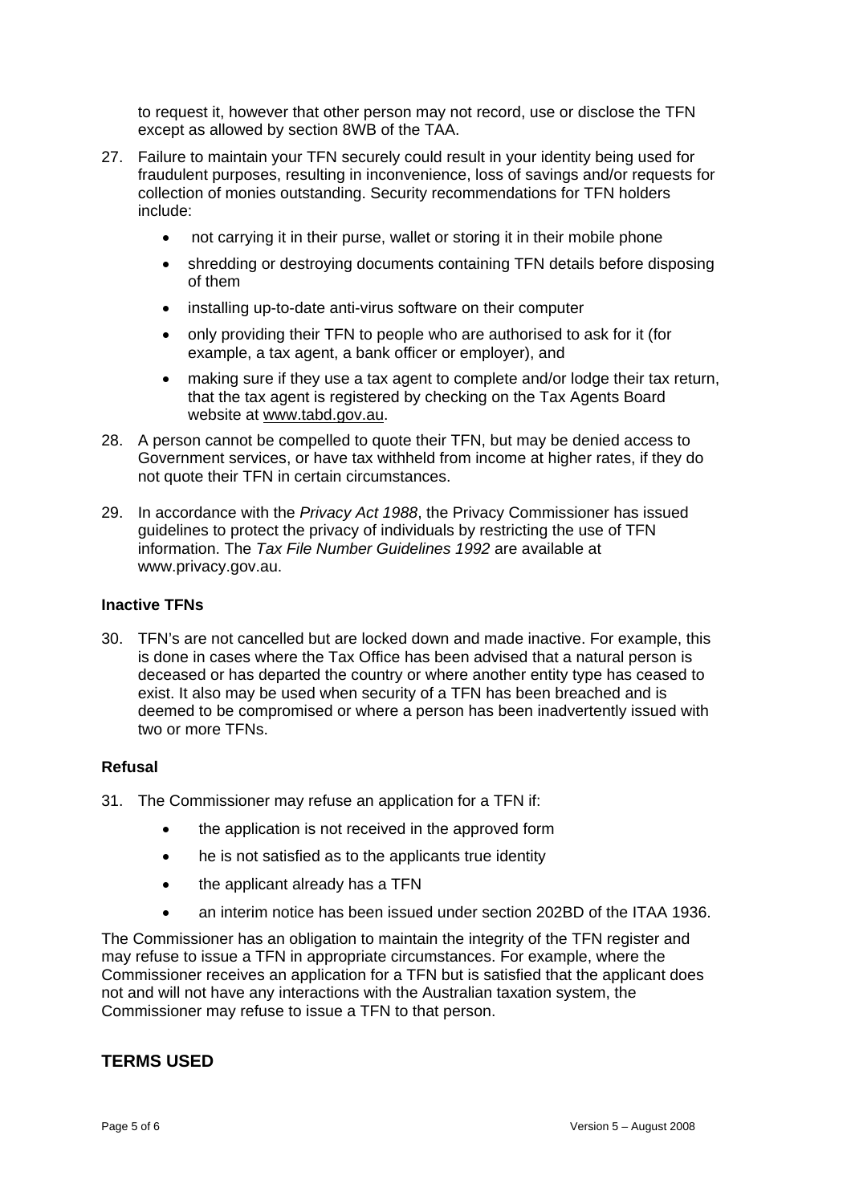to request it, however that other person may not record, use or disclose the TFN except as allowed by section 8WB of the TAA.

27. Failure to maintain your TFN securely could result in your identity being used for fraudulent purposes, resulting in inconvenience, loss of savings and/or requests for collection of monies outstanding. Security recommendations for TFN holders include:

    - not carrying it in their purse, wallet or storing it in their mobile phone
    - shredding or destroying documents containing TFN details before disposing of them
    - installing up-to-date anti-virus software on their computer
    - only providing their TFN to people who are authorised to ask for it (for example, a tax agent, a bank officer or employer), and
    - making sure if they use a tax agent to complete and/or lodge their tax return, that the tax agent is registered by checking on the Tax Agents Board website at www.tabd.gov.au.

28. A person cannot be compelled to quote their TFN, but may be denied access to Government services, or have tax withheld from income at higher rates, if they do not quote their TFN in certain circumstances.

29. In accordance with the *Privacy Act 1988*, the Privacy Commissioner has issued guidelines to protect the privacy of individuals by restricting the use of TFN information. The *Tax File Number Guidelines 1992* are available at www.privacy.gov.au.

**Inactive TFNs**

30. TFN's are not cancelled but are locked down and made inactive. For example, this is done in cases where the Tax Office has been advised that a natural person is deceased or has departed the country or where another entity type has ceased to exist. It also may be used when security of a TFN has been breached and is deemed to be compromised or where a person has been inadvertently issued with two or more TFNs.

**Refusal**

31. The Commissioner may refuse an application for a TFN if:

    - the application is not received in the approved form
    - he is not satisfied as to the applicants true identity
    - the applicant already has a TFN
    - an interim notice has been issued under section 202BD of the ITAA 1936.

The Commissioner has an obligation to maintain the integrity of the TFN register and may refuse to issue a TFN in appropriate circumstances. For example, where the Commissioner receives an application for a TFN but is satisfied that the applicant does not and will not have any interactions with the Australian taxation system, the Commissioner may refuse to issue a TFN to that person.

## TERMS USED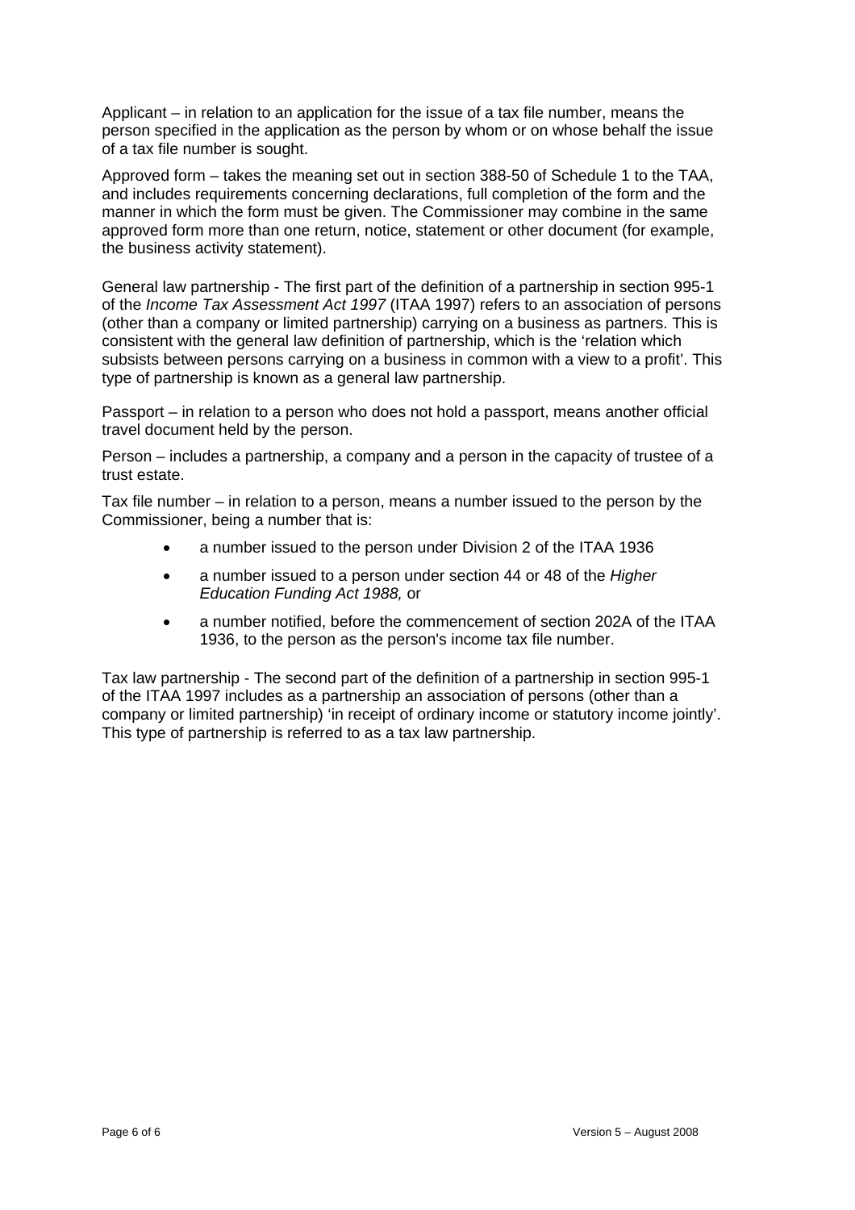Applicant – in relation to an application for the issue of a tax file number, means the person specified in the application as the person by whom or on whose behalf the issue of a tax file number is sought.

Approved form – takes the meaning set out in section 388-50 of Schedule 1 to the TAA, and includes requirements concerning declarations, full completion of the form and the manner in which the form must be given. The Commissioner may combine in the same approved form more than one return, notice, statement or other document (for example, the business activity statement).

General law partnership - The first part of the definition of a partnership in section 995-1 of the *Income Tax Assessment Act 1997* (ITAA 1997) refers to an association of persons (other than a company or limited partnership) carrying on a business as partners. This is consistent with the general law definition of partnership, which is the 'relation which subsists between persons carrying on a business in common with a view to a profit'. This type of partnership is known as a general law partnership.

Passport – in relation to a person who does not hold a passport, means another official travel document held by the person.

Person – includes a partnership, a company and a person in the capacity of trustee of a trust estate.

Tax file number – in relation to a person, means a number issued to the person by the Commissioner, being a number that is:

- a number issued to the person under Division 2 of the ITAA 1936
- a number issued to a person under section 44 or 48 of the *Higher Education Funding Act 1988,* or
- a number notified, before the commencement of section 202A of the ITAA 1936, to the person as the person's income tax file number.

Tax law partnership - The second part of the definition of a partnership in section 995-1 of the ITAA 1997 includes as a partnership an association of persons (other than a company or limited partnership) 'in receipt of ordinary income or statutory income jointly'. This type of partnership is referred to as a tax law partnership.